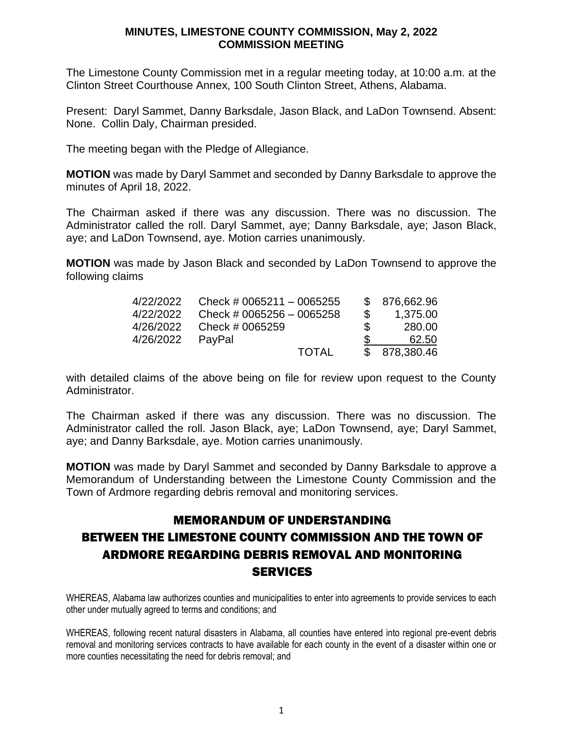# MINUTES, LIMESTONE COUNTY COMMISSION, May 2, 2022
## COMMISSION MEETING

The Limestone County Commission met in a regular meeting today, at 10:00 a.m. at the Clinton Street Courthouse Annex, 100 South Clinton Street, Athens, Alabama.

Present: Daryl Sammet, Danny Barksdale, Jason Black, and LaDon Townsend. Absent: None. Collin Daly, Chairman presided.

The meeting began with the Pledge of Allegiance.

**MOTION** was made by Daryl Sammet and seconded by Danny Barksdale to approve the minutes of April 18, 2022.

The Chairman asked if there was any discussion. There was no discussion. The Administrator called the roll. Daryl Sammet, aye; Danny Barksdale, aye; Jason Black, aye; and LaDon Townsend, aye. Motion carries unanimously.

**MOTION** was made by Jason Black and seconded by LaDon Townsend to approve the following claims

| | | | |
|---|---|---|---|
| 4/22/2022 | Check # 0065211 – 0065255 | $ | 876,662.96 |
| 4/22/2022 | Check # 0065256 – 0065258 | $ | 1,375.00 |
| 4/26/2022 | Check # 0065259 | $ | 280.00 |
| 4/26/2022 | PayPal | $ | 62.50 |
| | TOTAL | $ | 878,380.46 |

with detailed claims of the above being on file for review upon request to the County Administrator.

The Chairman asked if there was any discussion. There was no discussion. The Administrator called the roll. Jason Black, aye; LaDon Townsend, aye; Daryl Sammet, aye; and Danny Barksdale, aye. Motion carries unanimously.

**MOTION** was made by Daryl Sammet and seconded by Danny Barksdale to approve a Memorandum of Understanding between the Limestone County Commission and the Town of Ardmore regarding debris removal and monitoring services.

## MEMORANDUM OF UNDERSTANDING BETWEEN THE LIMESTONE COUNTY COMMISSION AND THE TOWN OF ARDMORE REGARDING DEBRIS REMOVAL AND MONITORING SERVICES

WHEREAS, Alabama law authorizes counties and municipalities to enter into agreements to provide services to each other under mutually agreed to terms and conditions; and

WHEREAS, following recent natural disasters in Alabama, all counties have entered into regional pre-event debris removal and monitoring services contracts to have available for each county in the event of a disaster within one or more counties necessitating the need for debris removal; and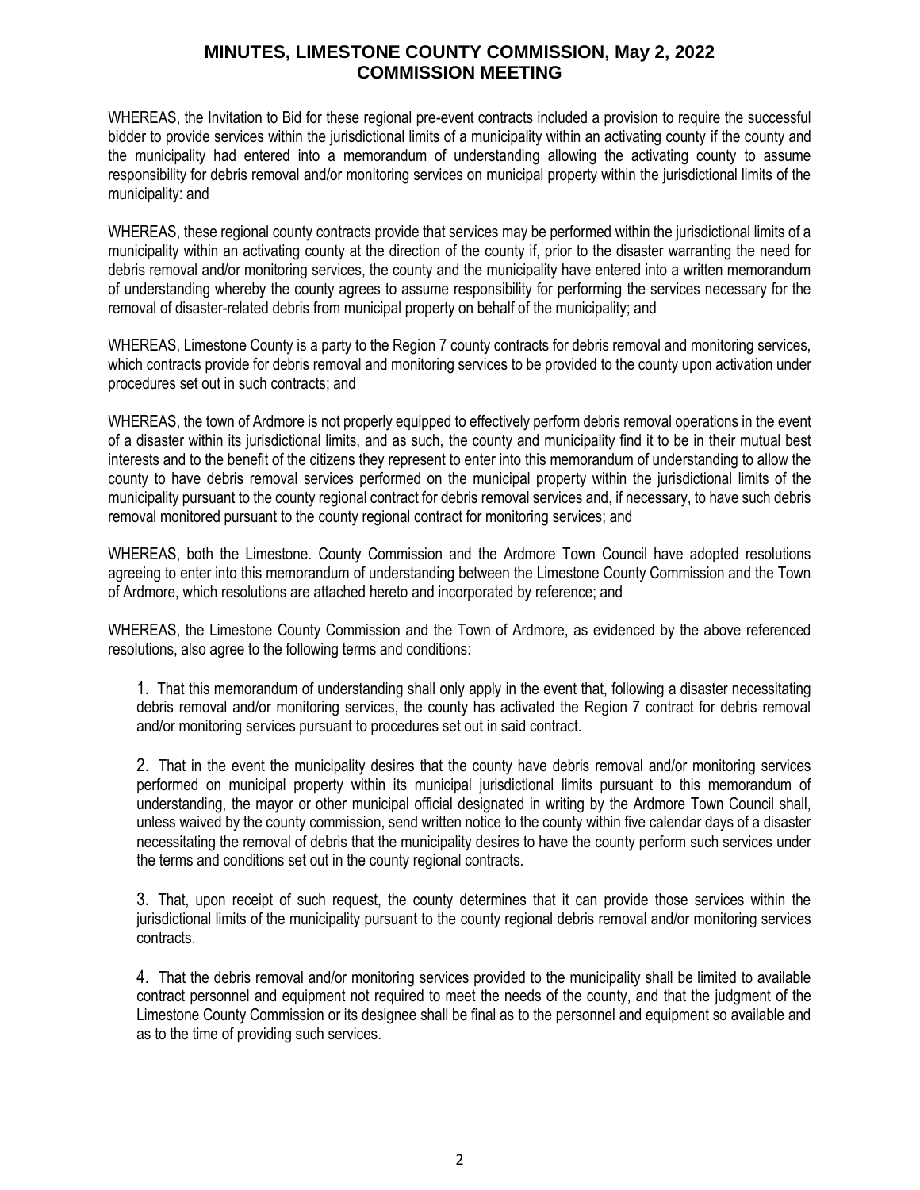WHEREAS, the Invitation to Bid for these regional pre-event contracts included a provision to require the successful bidder to provide services within the jurisdictional limits of a municipality within an activating county if the county and the municipality had entered into a memorandum of understanding allowing the activating county to assume responsibility for debris removal and/or monitoring services on municipal property within the jurisdictional limits of the municipality: and

WHEREAS, these regional county contracts provide that services may be performed within the jurisdictional limits of a municipality within an activating county at the direction of the county if, prior to the disaster warranting the need for debris removal and/or monitoring services, the county and the municipality have entered into a written memorandum of understanding whereby the county agrees to assume responsibility for performing the services necessary for the removal of disaster-related debris from municipal property on behalf of the municipality; and

WHEREAS, Limestone County is a party to the Region 7 county contracts for debris removal and monitoring services, which contracts provide for debris removal and monitoring services to be provided to the county upon activation under procedures set out in such contracts; and

WHEREAS, the town of Ardmore is not properly equipped to effectively perform debris removal operations in the event of a disaster within its jurisdictional limits, and as such, the county and municipality find it to be in their mutual best interests and to the benefit of the citizens they represent to enter into this memorandum of understanding to allow the county to have debris removal services performed on the municipal property within the jurisdictional limits of the municipality pursuant to the county regional contract for debris removal services and, if necessary, to have such debris removal monitored pursuant to the county regional contract for monitoring services; and

WHEREAS, both the Limestone. County Commission and the Ardmore Town Council have adopted resolutions agreeing to enter into this memorandum of understanding between the Limestone County Commission and the Town of Ardmore, which resolutions are attached hereto and incorporated by reference; and

WHEREAS, the Limestone County Commission and the Town of Ardmore, as evidenced by the above referenced resolutions, also agree to the following terms and conditions:

1. That this memorandum of understanding shall only apply in the event that, following a disaster necessitating debris removal and/or monitoring services, the county has activated the Region 7 contract for debris removal and/or monitoring services pursuant to procedures set out in said contract.

2. That in the event the municipality desires that the county have debris removal and/or monitoring services performed on municipal property within its municipal jurisdictional limits pursuant to this memorandum of understanding, the mayor or other municipal official designated in writing by the Ardmore Town Council shall, unless waived by the county commission, send written notice to the county within five calendar days of a disaster necessitating the removal of debris that the municipality desires to have the county perform such services under the terms and conditions set out in the county regional contracts.

3. That, upon receipt of such request, the county determines that it can provide those services within the jurisdictional limits of the municipality pursuant to the county regional debris removal and/or monitoring services contracts.

4. That the debris removal and/or monitoring services provided to the municipality shall be limited to available contract personnel and equipment not required to meet the needs of the county, and that the judgment of the Limestone County Commission or its designee shall be final as to the personnel and equipment so available and as to the time of providing such services.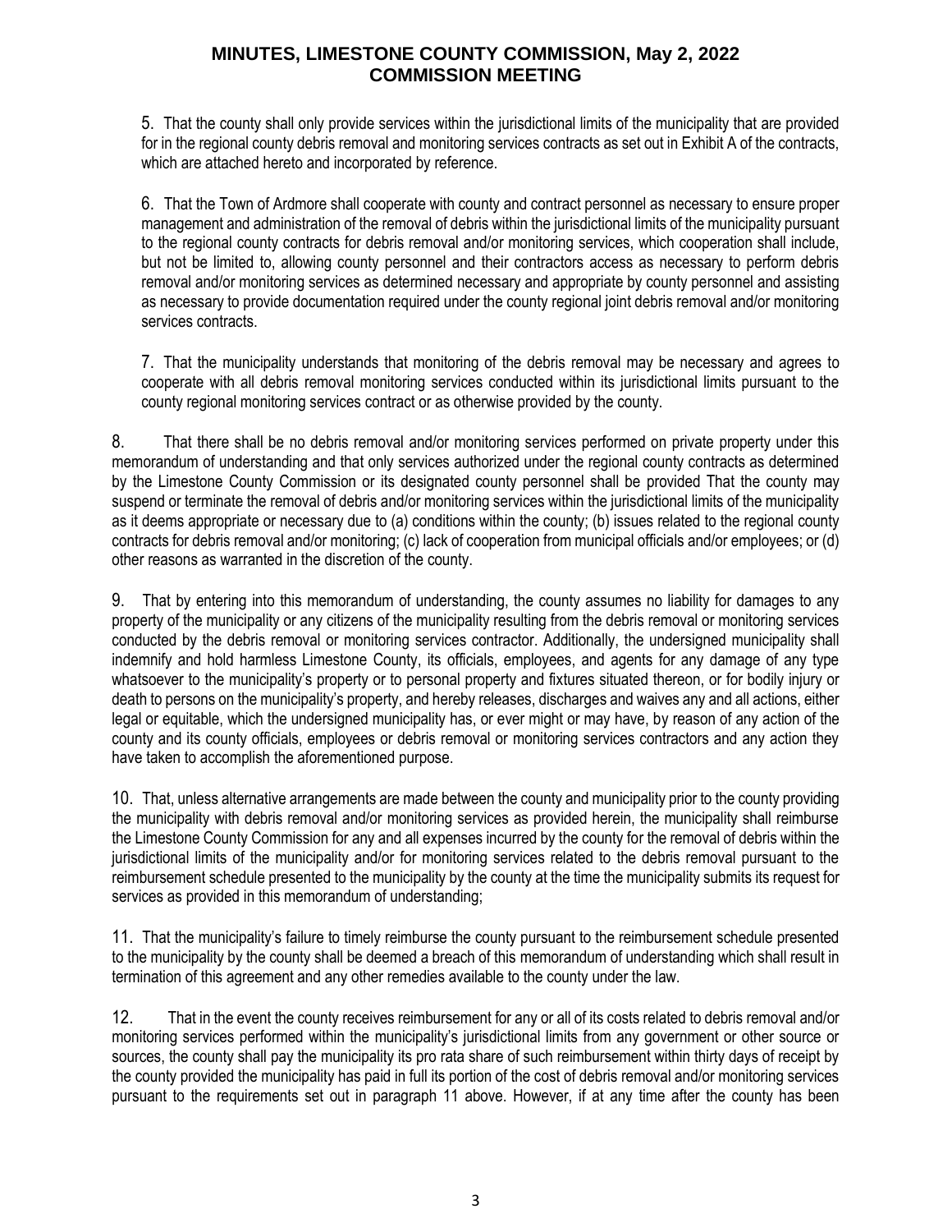5. That the county shall only provide services within the jurisdictional limits of the municipality that are provided for in the regional county debris removal and monitoring services contracts as set out in Exhibit A of the contracts, which are attached hereto and incorporated by reference.

6. That the Town of Ardmore shall cooperate with county and contract personnel as necessary to ensure proper management and administration of the removal of debris within the jurisdictional limits of the municipality pursuant to the regional county contracts for debris removal and/or monitoring services, which cooperation shall include, but not be limited to, allowing county personnel and their contractors access as necessary to perform debris removal and/or monitoring services as determined necessary and appropriate by county personnel and assisting as necessary to provide documentation required under the county regional joint debris removal and/or monitoring services contracts.

7. That the municipality understands that monitoring of the debris removal may be necessary and agrees to cooperate with all debris removal monitoring services conducted within its jurisdictional limits pursuant to the county regional monitoring services contract or as otherwise provided by the county.

8. That there shall be no debris removal and/or monitoring services performed on private property under this memorandum of understanding and that only services authorized under the regional county contracts as determined by the Limestone County Commission or its designated county personnel shall be provided That the county may suspend or terminate the removal of debris and/or monitoring services within the jurisdictional limits of the municipality as it deems appropriate or necessary due to (a) conditions within the county; (b) issues related to the regional county contracts for debris removal and/or monitoring; (c) lack of cooperation from municipal officials and/or employees; or (d) other reasons as warranted in the discretion of the county.

9. That by entering into this memorandum of understanding, the county assumes no liability for damages to any property of the municipality or any citizens of the municipality resulting from the debris removal or monitoring services conducted by the debris removal or monitoring services contractor. Additionally, the undersigned municipality shall indemnify and hold harmless Limestone County, its officials, employees, and agents for any damage of any type whatsoever to the municipality's property or to personal property and fixtures situated thereon, or for bodily injury or death to persons on the municipality's property, and hereby releases, discharges and waives any and all actions, either legal or equitable, which the undersigned municipality has, or ever might or may have, by reason of any action of the county and its county officials, employees or debris removal or monitoring services contractors and any action they have taken to accomplish the aforementioned purpose.

10. That, unless alternative arrangements are made between the county and municipality prior to the county providing the municipality with debris removal and/or monitoring services as provided herein, the municipality shall reimburse the Limestone County Commission for any and all expenses incurred by the county for the removal of debris within the jurisdictional limits of the municipality and/or for monitoring services related to the debris removal pursuant to the reimbursement schedule presented to the municipality by the county at the time the municipality submits its request for services as provided in this memorandum of understanding;

11. That the municipality's failure to timely reimburse the county pursuant to the reimbursement schedule presented to the municipality by the county shall be deemed a breach of this memorandum of understanding which shall result in termination of this agreement and any other remedies available to the county under the law.

12. That in the event the county receives reimbursement for any or all of its costs related to debris removal and/or monitoring services performed within the municipality's jurisdictional limits from any government or other source or sources, the county shall pay the municipality its pro rata share of such reimbursement within thirty days of receipt by the county provided the municipality has paid in full its portion of the cost of debris removal and/or monitoring services pursuant to the requirements set out in paragraph 11 above. However, if at any time after the county has been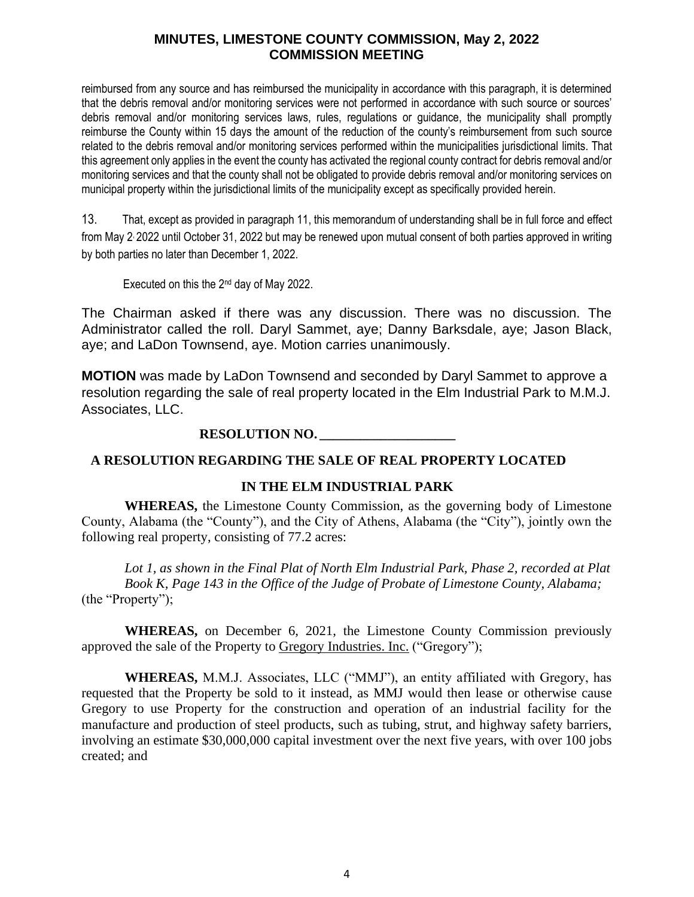reimbursed from any source and has reimbursed the municipality in accordance with this paragraph, it is determined that the debris removal and/or monitoring services were not performed in accordance with such source or sources' debris removal and/or monitoring services laws, rules, regulations or guidance, the municipality shall promptly reimburse the County within 15 days the amount of the reduction of the county's reimbursement from such source related to the debris removal and/or monitoring services performed within the municipalities jurisdictional limits. That this agreement only applies in the event the county has activated the regional county contract for debris removal and/or monitoring services and that the county shall not be obligated to provide debris removal and/or monitoring services on municipal property within the jurisdictional limits of the municipality except as specifically provided herein.

13. That, except as provided in paragraph 11, this memorandum of understanding shall be in full force and effect from May 2, 2022 until October 31, 2022 but may be renewed upon mutual consent of both parties approved in writing by both parties no later than December 1, 2022.

Executed on this the 2nd day of May 2022.

The Chairman asked if there was any discussion. There was no discussion. The Administrator called the roll. Daryl Sammet, aye; Danny Barksdale, aye; Jason Black, aye; and LaDon Townsend, aye. Motion carries unanimously.

**MOTION** was made by LaDon Townsend and seconded by Daryl Sammet to approve a resolution regarding the sale of real property located in the Elm Industrial Park to M.M.J. Associates, LLC.

**RESOLUTION NO. ____________________**

**A RESOLUTION REGARDING THE SALE OF REAL PROPERTY LOCATED IN THE ELM INDUSTRIAL PARK**

**WHEREAS,** the Limestone County Commission, as the governing body of Limestone County, Alabama (the "County"), and the City of Athens, Alabama (the "City"), jointly own the following real property, consisting of 77.2 acres:

*Lot 1, as shown in the Final Plat of North Elm Industrial Park, Phase 2, recorded at Plat Book K, Page 143 in the Office of the Judge of Probate of Limestone County, Alabama;*
(the "Property");

**WHEREAS,** on December 6, 2021, the Limestone County Commission previously approved the sale of the Property to Gregory Industries. Inc. ("Gregory");

**WHEREAS,** M.M.J. Associates, LLC ("MMJ"), an entity affiliated with Gregory, has requested that the Property be sold to it instead, as MMJ would then lease or otherwise cause Gregory to use Property for the construction and operation of an industrial facility for the manufacture and production of steel products, such as tubing, strut, and highway safety barriers, involving an estimate $30,000,000 capital investment over the next five years, with over 100 jobs created; and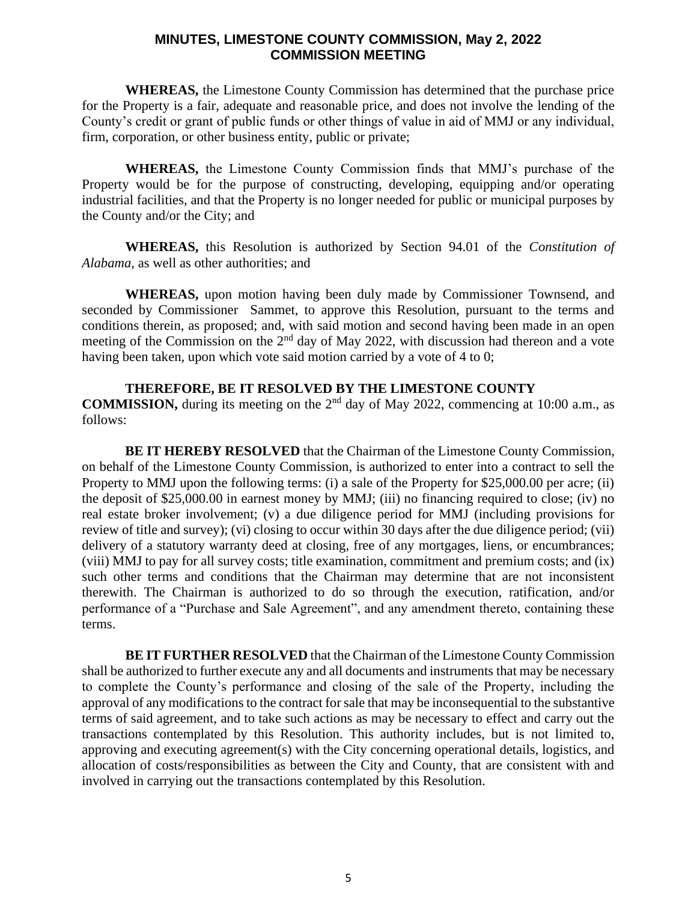**WHEREAS,** the Limestone County Commission has determined that the purchase price for the Property is a fair, adequate and reasonable price, and does not involve the lending of the County's credit or grant of public funds or other things of value in aid of MMJ or any individual, firm, corporation, or other business entity, public or private;

**WHEREAS,** the Limestone County Commission finds that MMJ's purchase of the Property would be for the purpose of constructing, developing, equipping and/or operating industrial facilities, and that the Property is no longer needed for public or municipal purposes by the County and/or the City; and

**WHEREAS,** this Resolution is authorized by Section 94.01 of the *Constitution of Alabama*, as well as other authorities; and

**WHEREAS,** upon motion having been duly made by Commissioner Townsend, and seconded by Commissioner Sammet, to approve this Resolution, pursuant to the terms and conditions therein, as proposed; and, with said motion and second having been made in an open meeting of the Commission on the 2nd day of May 2022, with discussion had thereon and a vote having been taken, upon which vote said motion carried by a vote of 4 to 0;

**THEREFORE, BE IT RESOLVED BY THE LIMESTONE COUNTY COMMISSION,** during its meeting on the 2nd day of May 2022, commencing at 10:00 a.m., as follows:

**BE IT HEREBY RESOLVED** that the Chairman of the Limestone County Commission, on behalf of the Limestone County Commission, is authorized to enter into a contract to sell the Property to MMJ upon the following terms: (i) a sale of the Property for $25,000.00 per acre; (ii) the deposit of $25,000.00 in earnest money by MMJ; (iii) no financing required to close; (iv) no real estate broker involvement; (v) a due diligence period for MMJ (including provisions for review of title and survey); (vi) closing to occur within 30 days after the due diligence period; (vii) delivery of a statutory warranty deed at closing, free of any mortgages, liens, or encumbrances; (viii) MMJ to pay for all survey costs; title examination, commitment and premium costs; and (ix) such other terms and conditions that the Chairman may determine that are not inconsistent therewith. The Chairman is authorized to do so through the execution, ratification, and/or performance of a "Purchase and Sale Agreement", and any amendment thereto, containing these terms.

**BE IT FURTHER RESOLVED** that the Chairman of the Limestone County Commission shall be authorized to further execute any and all documents and instruments that may be necessary to complete the County's performance and closing of the sale of the Property, including the approval of any modifications to the contract for sale that may be inconsequential to the substantive terms of said agreement, and to take such actions as may be necessary to effect and carry out the transactions contemplated by this Resolution. This authority includes, but is not limited to, approving and executing agreement(s) with the City concerning operational details, logistics, and allocation of costs/responsibilities as between the City and County, that are consistent with and involved in carrying out the transactions contemplated by this Resolution.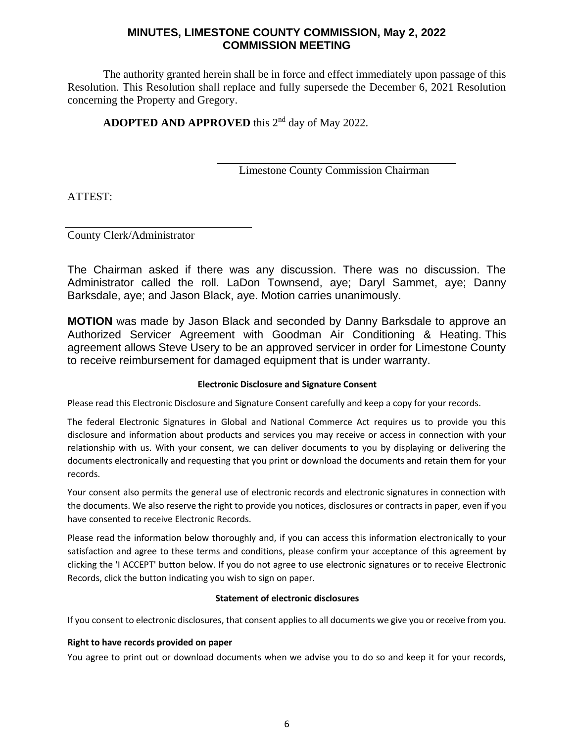The authority granted herein shall be in force and effect immediately upon passage of this Resolution. This Resolution shall replace and fully supersede the December 6, 2021 Resolution concerning the Property and Gregory.

**ADOPTED AND APPROVED** this 2nd day of May 2022.

\_\_\_\_\_\_\_\_\_\_\_\_\_\_\_\_\_\_\_\_\_\_\_\_\_\_\_\_\_\_\_\_\_\_\_\_\_\_\_\_
Limestone County Commission Chairman

ATTEST:

\_\_\_\_\_\_\_\_\_\_\_\_\_\_\_\_\_\_\_\_\_\_\_\_\_\_\_\_\_\_\_\_\_\_\_\_\_\_\_\_
County Clerk/Administrator

The Chairman asked if there was any discussion. There was no discussion. The Administrator called the roll. LaDon Townsend, aye; Daryl Sammet, aye; Danny Barksdale, aye; and Jason Black, aye. Motion carries unanimously.

**MOTION** was made by Jason Black and seconded by Danny Barksdale to approve an Authorized Servicer Agreement with Goodman Air Conditioning & Heating. This agreement allows Steve Usery to be an approved servicer in order for Limestone County to receive reimbursement for damaged equipment that is under warranty.

**Electronic Disclosure and Signature Consent**

Please read this Electronic Disclosure and Signature Consent carefully and keep a copy for your records.

The federal Electronic Signatures in Global and National Commerce Act requires us to provide you this disclosure and information about products and services you may receive or access in connection with your relationship with us. With your consent, we can deliver documents to you by displaying or delivering the documents electronically and requesting that you print or download the documents and retain them for your records.

Your consent also permits the general use of electronic records and electronic signatures in connection with the documents. We also reserve the right to provide you notices, disclosures or contracts in paper, even if you have consented to receive Electronic Records.

Please read the information below thoroughly and, if you can access this information electronically to your satisfaction and agree to these terms and conditions, please confirm your acceptance of this agreement by clicking the 'I ACCEPT' button below. If you do not agree to use electronic signatures or to receive Electronic Records, click the button indicating you wish to sign on paper.

**Statement of electronic disclosures**

If you consent to electronic disclosures, that consent applies to all documents we give you or receive from you.

**Right to have records provided on paper**

You agree to print out or download documents when we advise you to do so and keep it for your records,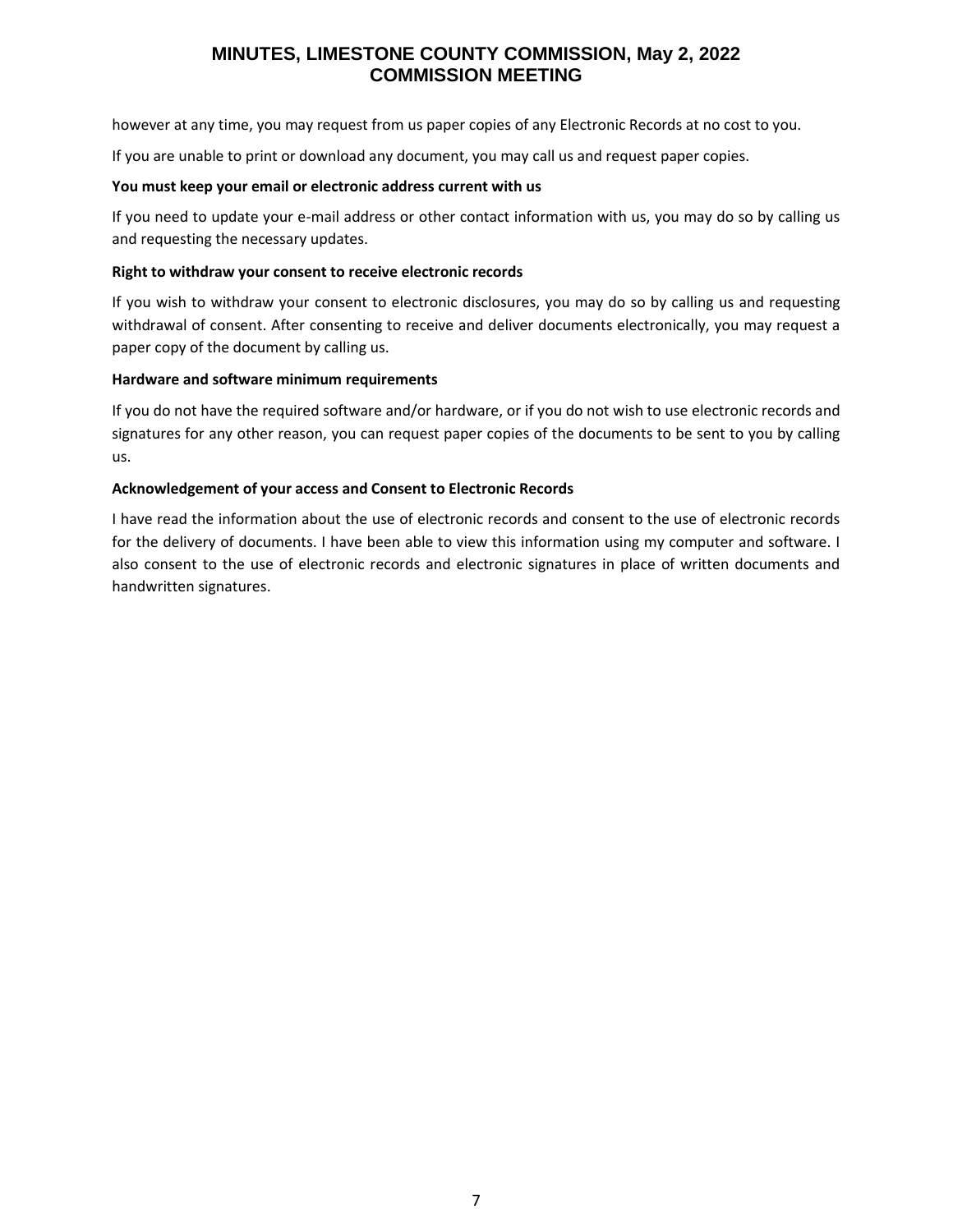however at any time, you may request from us paper copies of any Electronic Records at no cost to you.

If you are unable to print or download any document, you may call us and request paper copies.

**You must keep your email or electronic address current with us**

If you need to update your e-mail address or other contact information with us, you may do so by calling us and requesting the necessary updates.

**Right to withdraw your consent to receive electronic records**

If you wish to withdraw your consent to electronic disclosures, you may do so by calling us and requesting withdrawal of consent. After consenting to receive and deliver documents electronically, you may request a paper copy of the document by calling us.

**Hardware and software minimum requirements**

If you do not have the required software and/or hardware, or if you do not wish to use electronic records and signatures for any other reason, you can request paper copies of the documents to be sent to you by calling us.

**Acknowledgement of your access and Consent to Electronic Records**

I have read the information about the use of electronic records and consent to the use of electronic records for the delivery of documents. I have been able to view this information using my computer and software. I also consent to the use of electronic records and electronic signatures in place of written documents and handwritten signatures.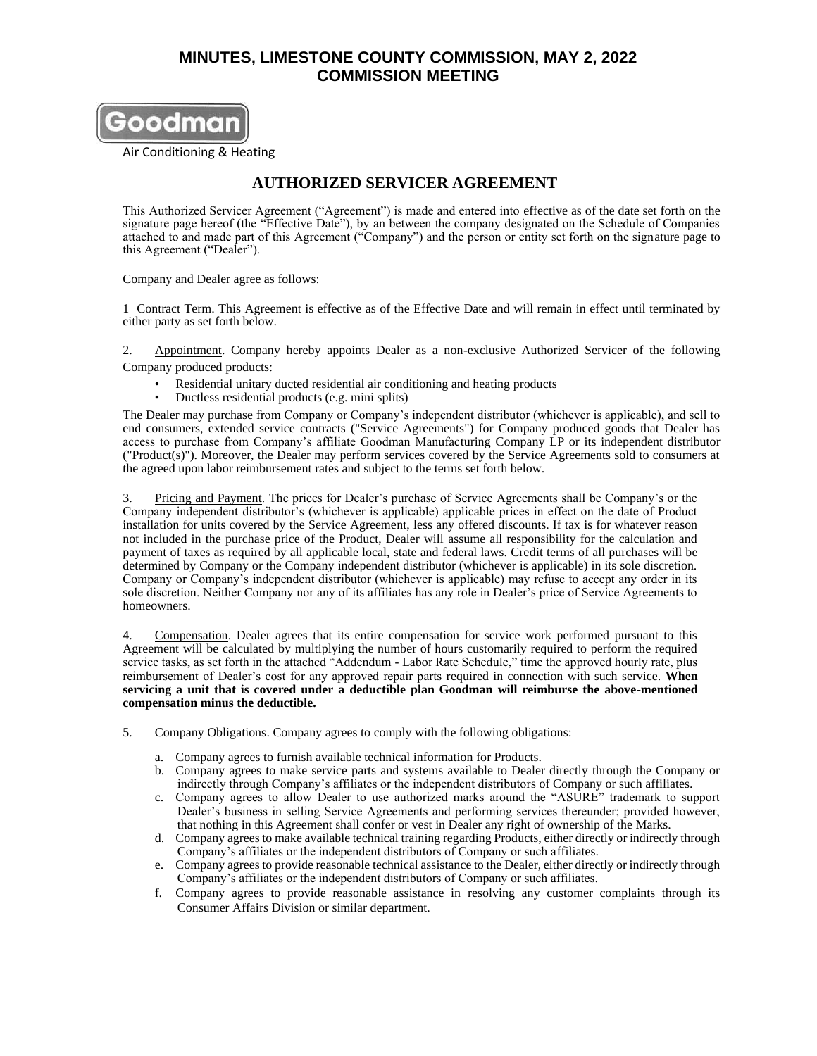Goodman

Air Conditioning & Heating

# AUTHORIZED SERVICER AGREEMENT

This Authorized Servicer Agreement ("Agreement") is made and entered into effective as of the date set forth on the signature page hereof (the "Effective Date"), by an between the company designated on the Schedule of Companies attached to and made part of this Agreement ("Company") and the person or entity set forth on the signature page to this Agreement ("Dealer").

Company and Dealer agree as follows:

1 Contract Term. This Agreement is effective as of the Effective Date and will remain in effect until terminated by either party as set forth below.

2. Appointment. Company hereby appoints Dealer as a non-exclusive Authorized Servicer of the following Company produced products:

- Residential unitary ducted residential air conditioning and heating products
- Ductless residential products (e.g. mini splits)

The Dealer may purchase from Company or Company's independent distributor (whichever is applicable), and sell to end consumers, extended service contracts ("Service Agreements") for Company produced goods that Dealer has access to purchase from Company's affiliate Goodman Manufacturing Company LP or its independent distributor ("Product(s)"). Moreover, the Dealer may perform services covered by the Service Agreements sold to consumers at the agreed upon labor reimbursement rates and subject to the terms set forth below.

3. Pricing and Payment. The prices for Dealer's purchase of Service Agreements shall be Company's or the Company independent distributor's (whichever is applicable) applicable prices in effect on the date of Product installation for units covered by the Service Agreement, less any offered discounts. If tax is for whatever reason not included in the purchase price of the Product, Dealer will assume all responsibility for the calculation and payment of taxes as required by all applicable local, state and federal laws. Credit terms of all purchases will be determined by Company or the Company independent distributor (whichever is applicable) in its sole discretion. Company or Company's independent distributor (whichever is applicable) may refuse to accept any order in its sole discretion. Neither Company nor any of its affiliates has any role in Dealer's price of Service Agreements to homeowners.

4. Compensation. Dealer agrees that its entire compensation for service work performed pursuant to this Agreement will be calculated by multiplying the number of hours customarily required to perform the required service tasks, as set forth in the attached "Addendum - Labor Rate Schedule," time the approved hourly rate, plus reimbursement of Dealer's cost for any approved repair parts required in connection with such service. **When servicing a unit that is covered under a deductible plan Goodman will reimburse the above-mentioned compensation minus the deductible.**

5. Company Obligations. Company agrees to comply with the following obligations:

a. Company agrees to furnish available technical information for Products.
b. Company agrees to make service parts and systems available to Dealer directly through the Company or indirectly through Company's affiliates or the independent distributors of Company or such affiliates.
c. Company agrees to allow Dealer to use authorized marks around the "ASURE" trademark to support Dealer's business in selling Service Agreements and performing services thereunder; provided however, that nothing in this Agreement shall confer or vest in Dealer any right of ownership of the Marks.
d. Company agrees to make available technical training regarding Products, either directly or indirectly through Company's affiliates or the independent distributors of Company or such affiliates.
e. Company agrees to provide reasonable technical assistance to the Dealer, either directly or indirectly through Company's affiliates or the independent distributors of Company or such affiliates.
f. Company agrees to provide reasonable assistance in resolving any customer complaints through its Consumer Affairs Division or similar department.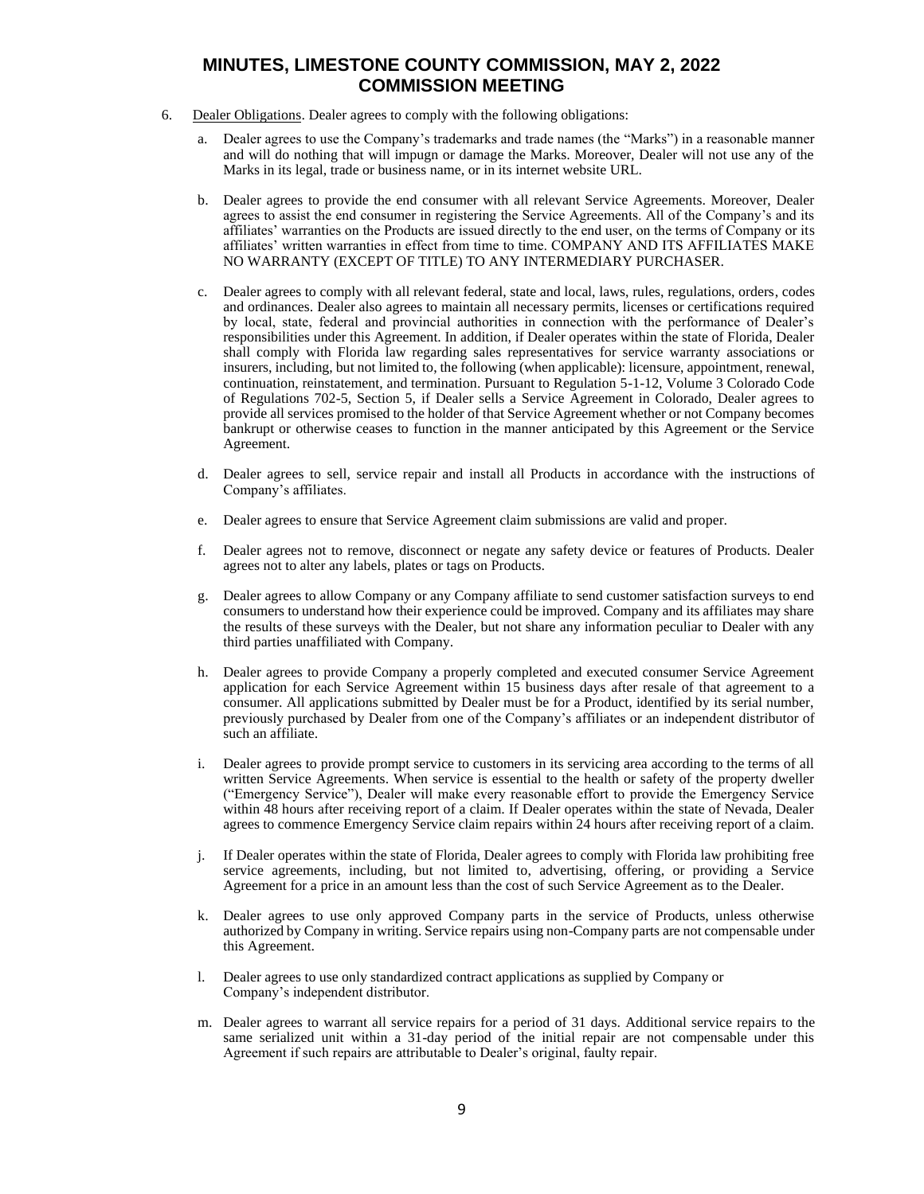6. Dealer Obligations. Dealer agrees to comply with the following obligations:

   a. Dealer agrees to use the Company's trademarks and trade names (the "Marks") in a reasonable manner and will do nothing that will impugn or damage the Marks. Moreover, Dealer will not use any of the Marks in its legal, trade or business name, or in its internet website URL.

   b. Dealer agrees to provide the end consumer with all relevant Service Agreements. Moreover, Dealer agrees to assist the end consumer in registering the Service Agreements. All of the Company's and its affiliates' warranties on the Products are issued directly to the end user, on the terms of Company or its affiliates' written warranties in effect from time to time. COMPANY AND ITS AFFILIATES MAKE NO WARRANTY (EXCEPT OF TITLE) TO ANY INTERMEDIARY PURCHASER.

   c. Dealer agrees to comply with all relevant federal, state and local, laws, rules, regulations, orders, codes and ordinances. Dealer also agrees to maintain all necessary permits, licenses or certifications required by local, state, federal and provincial authorities in connection with the performance of Dealer's responsibilities under this Agreement. In addition, if Dealer operates within the state of Florida, Dealer shall comply with Florida law regarding sales representatives for service warranty associations or insurers, including, but not limited to, the following (when applicable): licensure, appointment, renewal, continuation, reinstatement, and termination. Pursuant to Regulation 5-1-12, Volume 3 Colorado Code of Regulations 702-5, Section 5, if Dealer sells a Service Agreement in Colorado, Dealer agrees to provide all services promised to the holder of that Service Agreement whether or not Company becomes bankrupt or otherwise ceases to function in the manner anticipated by this Agreement or the Service Agreement.

   d. Dealer agrees to sell, service repair and install all Products in accordance with the instructions of Company's affiliates.

   e. Dealer agrees to ensure that Service Agreement claim submissions are valid and proper.

   f. Dealer agrees not to remove, disconnect or negate any safety device or features of Products. Dealer agrees not to alter any labels, plates or tags on Products.

   g. Dealer agrees to allow Company or any Company affiliate to send customer satisfaction surveys to end consumers to understand how their experience could be improved. Company and its affiliates may share the results of these surveys with the Dealer, but not share any information peculiar to Dealer with any third parties unaffiliated with Company.

   h. Dealer agrees to provide Company a properly completed and executed consumer Service Agreement application for each Service Agreement within 15 business days after resale of that agreement to a consumer. All applications submitted by Dealer must be for a Product, identified by its serial number, previously purchased by Dealer from one of the Company's affiliates or an independent distributor of such an affiliate.

   i. Dealer agrees to provide prompt service to customers in its servicing area according to the terms of all written Service Agreements. When service is essential to the health or safety of the property dweller ("Emergency Service"), Dealer will make every reasonable effort to provide the Emergency Service within 48 hours after receiving report of a claim. If Dealer operates within the state of Nevada, Dealer agrees to commence Emergency Service claim repairs within 24 hours after receiving report of a claim.

   j. If Dealer operates within the state of Florida, Dealer agrees to comply with Florida law prohibiting free service agreements, including, but not limited to, advertising, offering, or providing a Service Agreement for a price in an amount less than the cost of such Service Agreement as to the Dealer.

   k. Dealer agrees to use only approved Company parts in the service of Products, unless otherwise authorized by Company in writing. Service repairs using non-Company parts are not compensable under this Agreement.

   l. Dealer agrees to use only standardized contract applications as supplied by Company or Company's independent distributor.

   m. Dealer agrees to warrant all service repairs for a period of 31 days. Additional service repairs to the same serialized unit within a 31-day period of the initial repair are not compensable under this Agreement if such repairs are attributable to Dealer's original, faulty repair.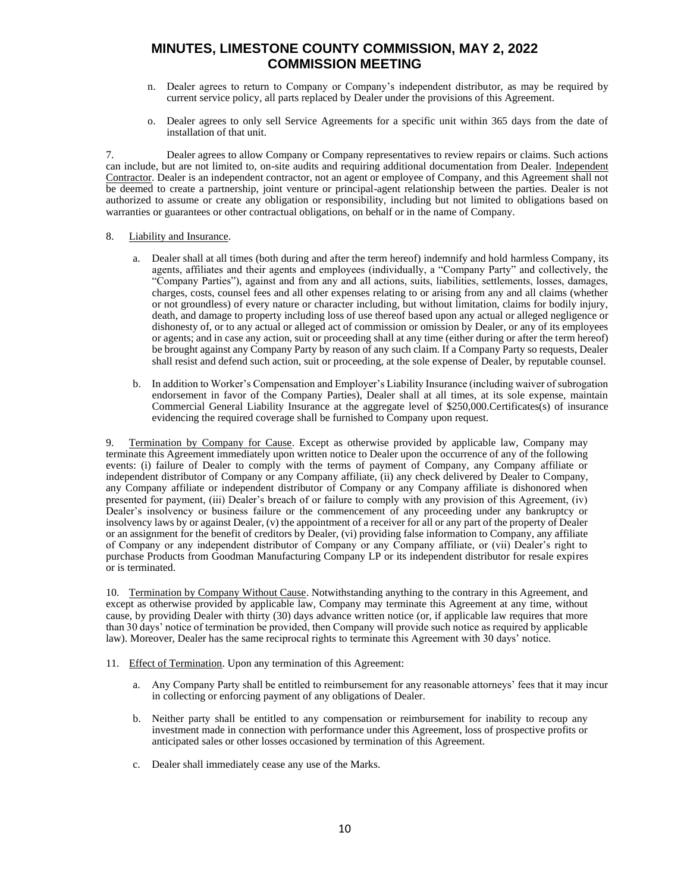n. Dealer agrees to return to Company or Company's independent distributor, as may be required by current service policy, all parts replaced by Dealer under the provisions of this Agreement.

o. Dealer agrees to only sell Service Agreements for a specific unit within 365 days from the date of installation of that unit.

7. Dealer agrees to allow Company or Company representatives to review repairs or claims. Such actions can include, but are not limited to, on-site audits and requiring additional documentation from Dealer. Independent Contractor. Dealer is an independent contractor, not an agent or employee of Company, and this Agreement shall not be deemed to create a partnership, joint venture or principal-agent relationship between the parties. Dealer is not authorized to assume or create any obligation or responsibility, including but not limited to obligations based on warranties or guarantees or other contractual obligations, on behalf or in the name of Company.

8. Liability and Insurance.

a. Dealer shall at all times (both during and after the term hereof) indemnify and hold harmless Company, its agents, affiliates and their agents and employees (individually, a "Company Party" and collectively, the "Company Parties"), against and from any and all actions, suits, liabilities, settlements, losses, damages, charges, costs, counsel fees and all other expenses relating to or arising from any and all claims (whether or not groundless) of every nature or character including, but without limitation, claims for bodily injury, death, and damage to property including loss of use thereof based upon any actual or alleged negligence or dishonesty of, or to any actual or alleged act of commission or omission by Dealer, or any of its employees or agents; and in case any action, suit or proceeding shall at any time (either during or after the term hereof) be brought against any Company Party by reason of any such claim. If a Company Party so requests, Dealer shall resist and defend such action, suit or proceeding, at the sole expense of Dealer, by reputable counsel.

b. In addition to Worker's Compensation and Employer's Liability Insurance (including waiver of subrogation endorsement in favor of the Company Parties), Dealer shall at all times, at its sole expense, maintain Commercial General Liability Insurance at the aggregate level of $250,000.Certificates(s) of insurance evidencing the required coverage shall be furnished to Company upon request.

9. Termination by Company for Cause. Except as otherwise provided by applicable law, Company may terminate this Agreement immediately upon written notice to Dealer upon the occurrence of any of the following events: (i) failure of Dealer to comply with the terms of payment of Company, any Company affiliate or independent distributor of Company or any Company affiliate, (ii) any check delivered by Dealer to Company, any Company affiliate or independent distributor of Company or any Company affiliate is dishonored when presented for payment, (iii) Dealer's breach of or failure to comply with any provision of this Agreement, (iv) Dealer's insolvency or business failure or the commencement of any proceeding under any bankruptcy or insolvency laws by or against Dealer, (v) the appointment of a receiver for all or any part of the property of Dealer or an assignment for the benefit of creditors by Dealer, (vi) providing false information to Company, any affiliate of Company or any independent distributor of Company or any Company affiliate, or (vii) Dealer's right to purchase Products from Goodman Manufacturing Company LP or its independent distributor for resale expires or is terminated.

10. Termination by Company Without Cause. Notwithstanding anything to the contrary in this Agreement, and except as otherwise provided by applicable law, Company may terminate this Agreement at any time, without cause, by providing Dealer with thirty (30) days advance written notice (or, if applicable law requires that more than 30 days' notice of termination be provided, then Company will provide such notice as required by applicable law). Moreover, Dealer has the same reciprocal rights to terminate this Agreement with 30 days' notice.

11. Effect of Termination. Upon any termination of this Agreement:

a. Any Company Party shall be entitled to reimbursement for any reasonable attorneys' fees that it may incur in collecting or enforcing payment of any obligations of Dealer.

b. Neither party shall be entitled to any compensation or reimbursement for inability to recoup any investment made in connection with performance under this Agreement, loss of prospective profits or anticipated sales or other losses occasioned by termination of this Agreement.

c. Dealer shall immediately cease any use of the Marks.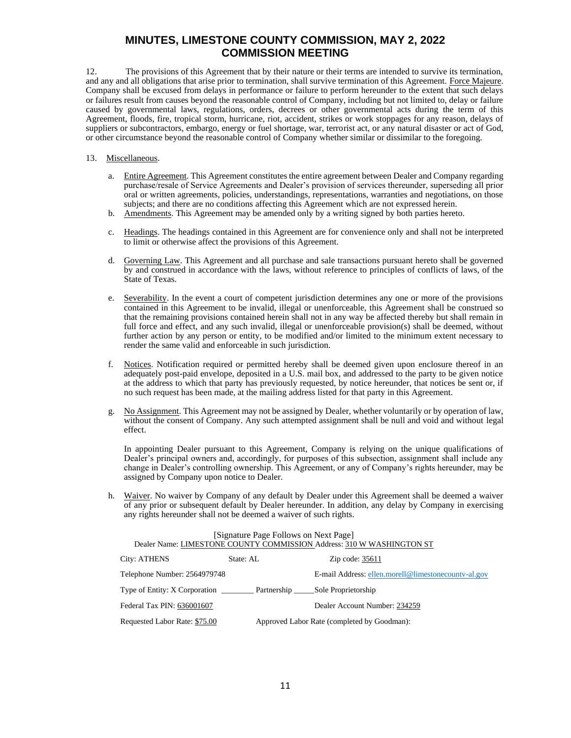12. The provisions of this Agreement that by their nature or their terms are intended to survive its termination, and any and all obligations that arise prior to termination, shall survive termination of this Agreement. Force Majeure. Company shall be excused from delays in performance or failure to perform hereunder to the extent that such delays or failures result from causes beyond the reasonable control of Company, including but not limited to, delay or failure caused by governmental laws, regulations, orders, decrees or other governmental acts during the term of this Agreement, floods, fire, tropical storm, hurricane, riot, accident, strikes or work stoppages for any reason, delays of suppliers or subcontractors, embargo, energy or fuel shortage, war, terrorist act, or any natural disaster or act of God, or other circumstance beyond the reasonable control of Company whether similar or dissimilar to the foregoing.

13. Miscellaneous.

a. Entire Agreement. This Agreement constitutes the entire agreement between Dealer and Company regarding purchase/resale of Service Agreements and Dealer's provision of services thereunder, superseding all prior oral or written agreements, policies, understandings, representations, warranties and negotiations, on those subjects; and there are no conditions affecting this Agreement which are not expressed herein.

b. Amendments. This Agreement may be amended only by a writing signed by both parties hereto.

c. Headings. The headings contained in this Agreement are for convenience only and shall not be interpreted to limit or otherwise affect the provisions of this Agreement.

d. Governing Law. This Agreement and all purchase and sale transactions pursuant hereto shall be governed by and construed in accordance with the laws, without reference to principles of conflicts of laws, of the State of Texas.

e. Severability. In the event a court of competent jurisdiction determines any one or more of the provisions contained in this Agreement to be invalid, illegal or unenforceable, this Agreement shall be construed so that the remaining provisions contained herein shall not in any way be affected thereby but shall remain in full force and effect, and any such invalid, illegal or unenforceable provision(s) shall be deemed, without further action by any person or entity, to be modified and/or limited to the minimum extent necessary to render the same valid and enforceable in such jurisdiction.

f. Notices. Notification required or permitted hereby shall be deemed given upon enclosure thereof in an adequately post-paid envelope, deposited in a U.S. mail box, and addressed to the party to be given notice at the address to which that party has previously requested, by notice hereunder, that notices be sent or, if no such request has been made, at the mailing address listed for that party in this Agreement.

g. No Assignment. This Agreement may not be assigned by Dealer, whether voluntarily or by operation of law, without the consent of Company. Any such attempted assignment shall be null and void and without legal effect.

In appointing Dealer pursuant to this Agreement, Company is relying on the unique qualifications of Dealer's principal owners and, accordingly, for purposes of this subsection, assignment shall include any change in Dealer's controlling ownership. This Agreement, or any of Company's rights hereunder, may be assigned by Company upon notice to Dealer.

h. Waiver. No waiver by Company of any default by Dealer under this Agreement shall be deemed a waiver of any prior or subsequent default by Dealer hereunder. In addition, any delay by Company in exercising any rights hereunder shall not be deemed a waiver of such rights.

[Signature Page Follows on Next Page]

Dealer Name: LIMESTONE COUNTY COMMISSION Address: 310 W WASHINGTON ST

City: ATHENS State: AL Zip code: 35611

Telephone Number: 2564979748 E-mail Address: ellen.morell@limestonecounty-al.gov

Type of Entity: X Corporation ________ Partnership _____Sole Proprietorship

Federal Tax PIN: 636001607 Dealer Account Number: 234259

Requested Labor Rate: $75.00 Approved Labor Rate (completed by Goodman):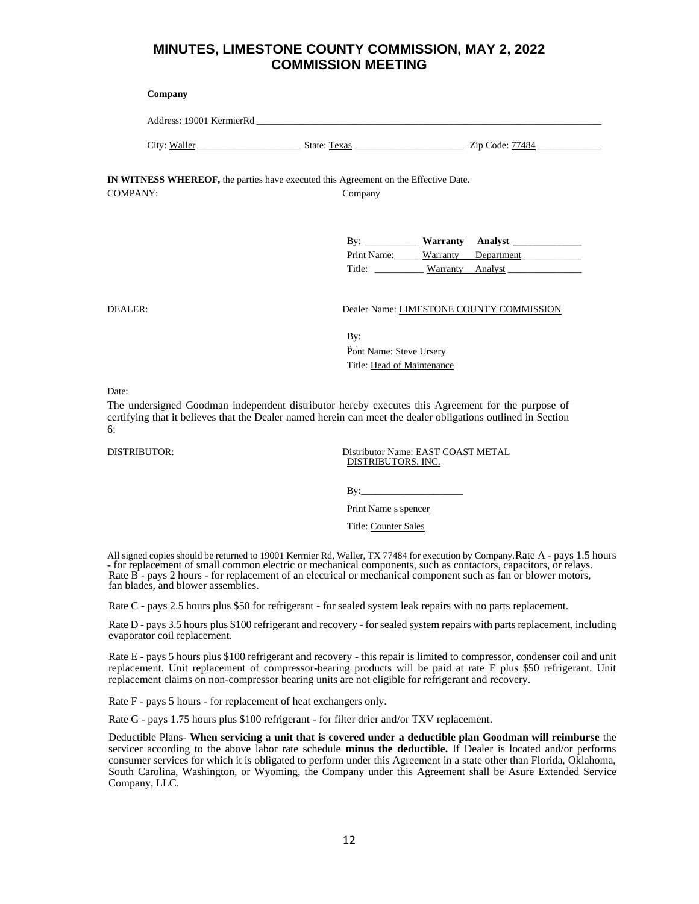**Company**

Address: 19001 KermierRd

City: Waller State: Texas Zip Code: 77484

**IN WITNESS WHEREOF,** the parties have executed this Agreement on the Effective Date.

COMPANY: Company

By: **Warranty Analyst**

Print Name: Warranty Department

Title: Warranty Analyst

DEALER: Dealer Name: LIMESTONE COUNTY COMMISSION

By:

Print Name: Steve Ursery

Title: Head of Maintenance

Date:

The undersigned Goodman independent distributor hereby executes this Agreement for the purpose of certifying that it believes that the Dealer named herein can meet the dealer obligations outlined in Section 6:

DISTRIBUTOR: Distributor Name: EAST COAST METAL DISTRIBUTORS. INC.

By:

Print Name s spencer

Title: Counter Sales

All signed copies should be returned to 19001 Kermier Rd, Waller, TX 77484 for execution by Company.Rate A - pays 1.5 hours - for replacement of small common electric or mechanical components, such as contactors, capacitors, or relays. Rate B - pays 2 hours - for replacement of an electrical or mechanical component such as fan or blower motors, fan blades, and blower assemblies.

Rate C - pays 2.5 hours plus $50 for refrigerant - for sealed system leak repairs with no parts replacement.

Rate D - pays 3.5 hours plus $100 refrigerant and recovery - for sealed system repairs with parts replacement, including evaporator coil replacement.

Rate E - pays 5 hours plus $100 refrigerant and recovery - this repair is limited to compressor, condenser coil and unit replacement. Unit replacement of compressor-bearing products will be paid at rate E plus $50 refrigerant. Unit replacement claims on non-compressor bearing units are not eligible for refrigerant and recovery.

Rate F - pays 5 hours - for replacement of heat exchangers only.

Rate G - pays 1.75 hours plus $100 refrigerant - for filter drier and/or TXV replacement.

Deductible Plans- **When servicing a unit that is covered under a deductible plan Goodman will reimburse** the servicer according to the above labor rate schedule **minus the deductible.** If Dealer is located and/or performs consumer services for which it is obligated to perform under this Agreement in a state other than Florida, Oklahoma, South Carolina, Washington, or Wyoming, the Company under this Agreement shall be Asure Extended Service Company, LLC.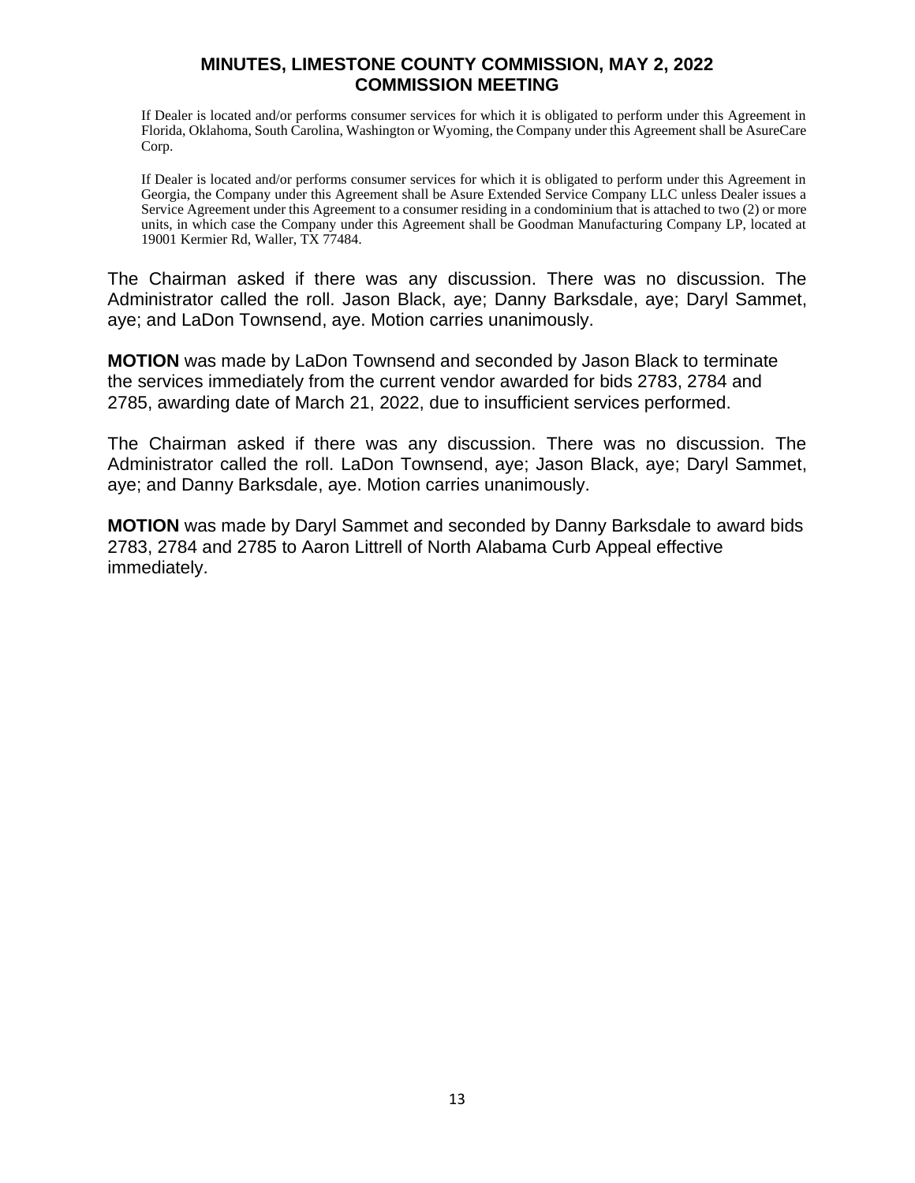If Dealer is located and/or performs consumer services for which it is obligated to perform under this Agreement in Florida, Oklahoma, South Carolina, Washington or Wyoming, the Company under this Agreement shall be AsureCare Corp.

If Dealer is located and/or performs consumer services for which it is obligated to perform under this Agreement in Georgia, the Company under this Agreement shall be Asure Extended Service Company LLC unless Dealer issues a Service Agreement under this Agreement to a consumer residing in a condominium that is attached to two (2) or more units, in which case the Company under this Agreement shall be Goodman Manufacturing Company LP, located at 19001 Kermier Rd, Waller, TX 77484.

The Chairman asked if there was any discussion. There was no discussion. The Administrator called the roll. Jason Black, aye; Danny Barksdale, aye; Daryl Sammet, aye; and LaDon Townsend, aye. Motion carries unanimously.

**MOTION** was made by LaDon Townsend and seconded by Jason Black to terminate the services immediately from the current vendor awarded for bids 2783, 2784 and 2785, awarding date of March 21, 2022, due to insufficient services performed.

The Chairman asked if there was any discussion. There was no discussion. The Administrator called the roll. LaDon Townsend, aye; Jason Black, aye; Daryl Sammet, aye; and Danny Barksdale, aye. Motion carries unanimously.

**MOTION** was made by Daryl Sammet and seconded by Danny Barksdale to award bids 2783, 2784 and 2785 to Aaron Littrell of North Alabama Curb Appeal effective immediately.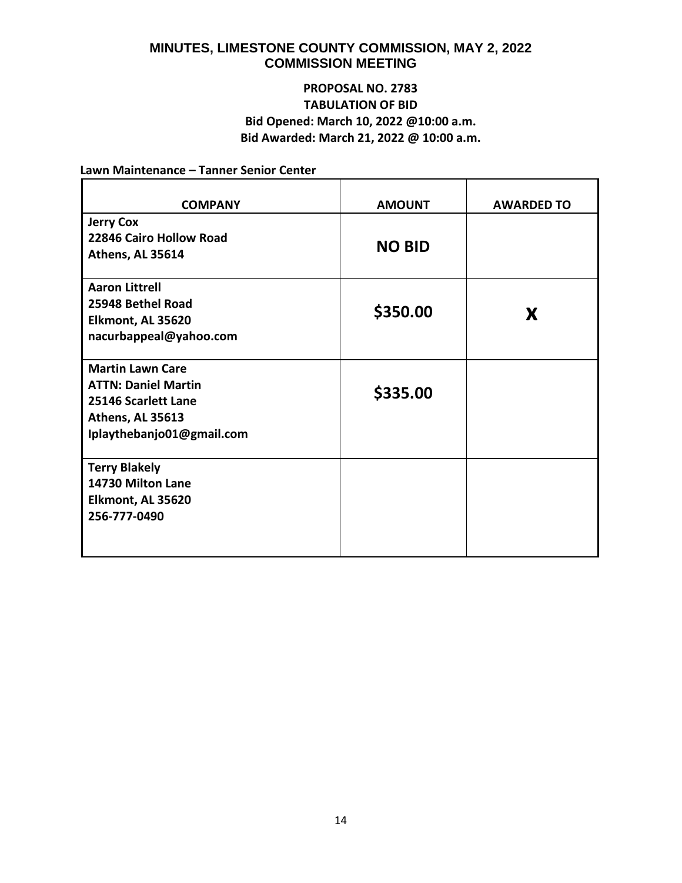# MINUTES, LIMESTONE COUNTY COMMISSION, MAY 2, 2022
## COMMISSION MEETING

**PROPOSAL NO. 2783**
**TABULATION OF BID**
**Bid Opened: March 10, 2022 @10:00 a.m.**
**Bid Awarded: March 21, 2022 @ 10:00 a.m.**

**Lawn Maintenance – Tanner Senior Center**

| COMPANY | AMOUNT | AWARDED TO |
|---|---|---|
| **Jerry Cox**<br>**22846 Cairo Hollow Road**<br>**Athens, AL 35614** | **NO BID** | |
| **Aaron Littrell**<br>**25948 Bethel Road**<br>**Elkmont, AL 35620**<br>**nacurbappeal@yahoo.com** | **$350.00** | **X** |
| **Martin Lawn Care**<br>**ATTN: Daniel Martin**<br>**25146 Scarlett Lane**<br>**Athens, AL 35613**<br>**Iplaythebanjo01@gmail.com** | **$335.00** | |
| **Terry Blakely**<br>**14730 Milton Lane**<br>**Elkmont, AL 35620**<br>**256-777-0490** | | |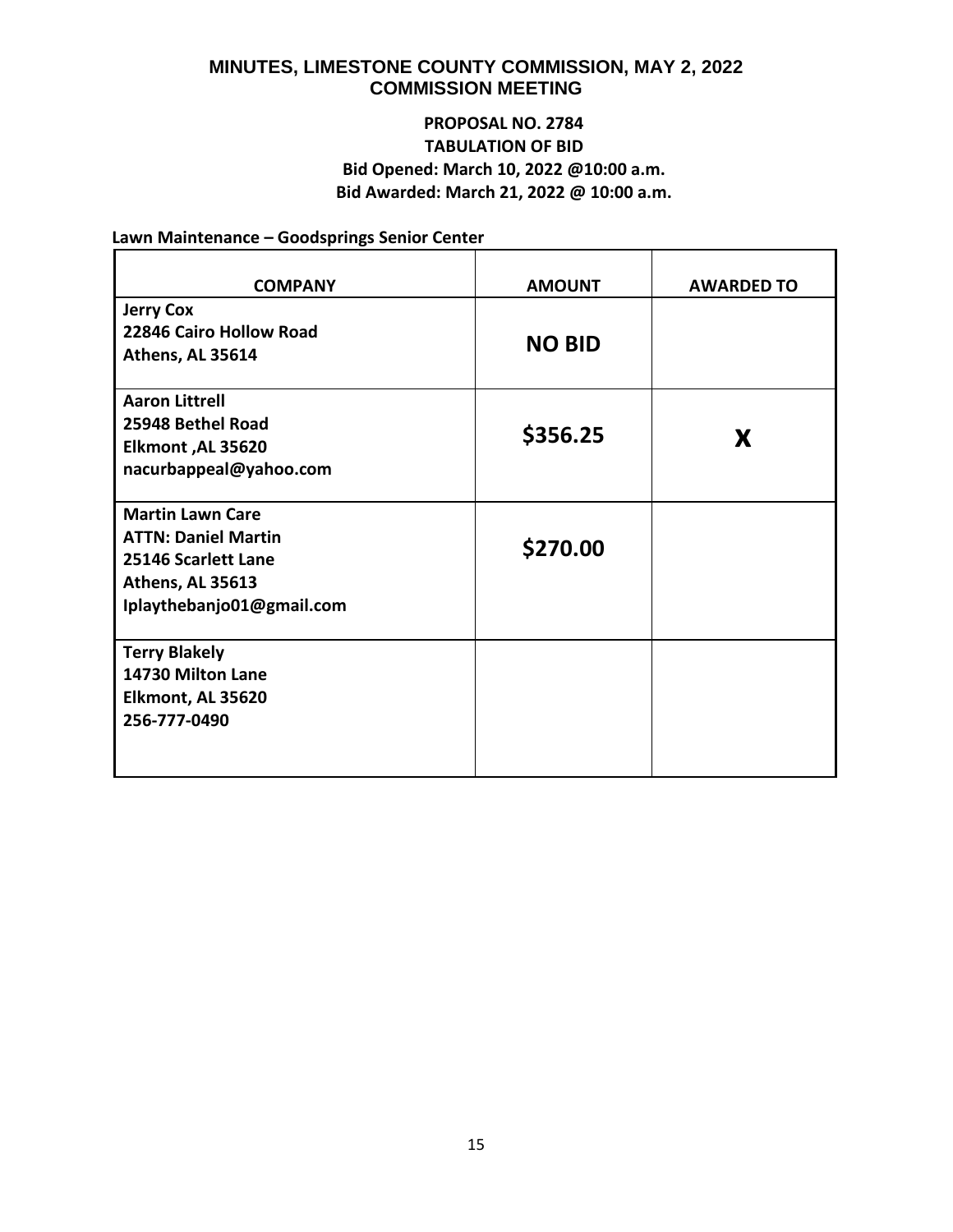# MINUTES, LIMESTONE COUNTY COMMISSION, MAY 2, 2022
## COMMISSION MEETING

**PROPOSAL NO. 2784**
**TABULATION OF BID**
**Bid Opened: March 10, 2022 @10:00 a.m.**
**Bid Awarded: March 21, 2022 @ 10:00 a.m.**

**Lawn Maintenance – Goodsprings Senior Center**

| COMPANY | AMOUNT | AWARDED TO |
|---|---|---|
| **Jerry Cox**<br>**22846 Cairo Hollow Road**<br>**Athens, AL 35614** | **NO BID** | |
| **Aaron Littrell**<br>**25948 Bethel Road**<br>**Elkmont ,AL 35620**<br>**nacurbappeal@yahoo.com** | **$356.25** | **X** |
| **Martin Lawn Care**<br>**ATTN: Daniel Martin**<br>**25146 Scarlett Lane**<br>**Athens, AL 35613**<br>**Iplaythebanjo01@gmail.com** | **$270.00** | |
| **Terry Blakely**<br>**14730 Milton Lane**<br>**Elkmont, AL 35620**<br>**256-777-0490** | | |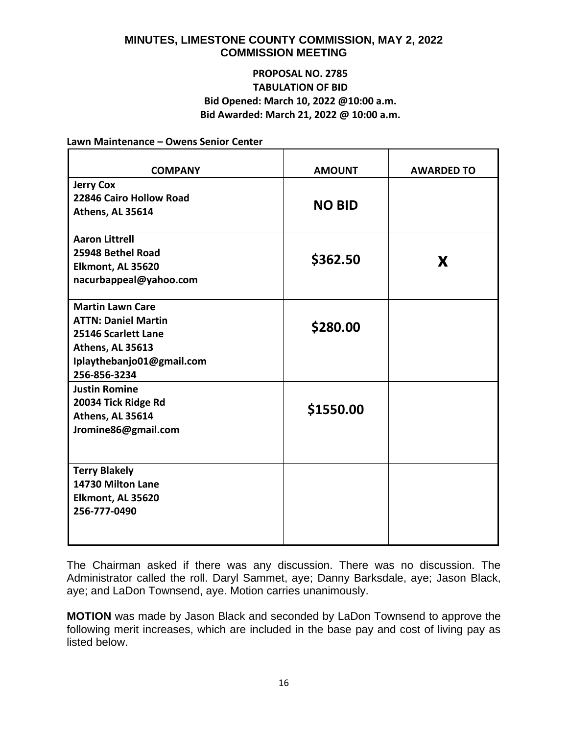**PROPOSAL NO. 2785**
**TABULATION OF BID**
**Bid Opened: March 10, 2022 @10:00 a.m.**
**Bid Awarded: March 21, 2022 @ 10:00 a.m.**

**Lawn Maintenance – Owens Senior Center**

| COMPANY | AMOUNT | AWARDED TO |
|---|---|---|
| **Jerry Cox**<br>**22846 Cairo Hollow Road**<br>**Athens, AL 35614** | **NO BID** | |
| **Aaron Littrell**<br>**25948 Bethel Road**<br>**Elkmont, AL 35620**<br>**nacurbappeal@yahoo.com** | **$362.50** | **X** |
| **Martin Lawn Care**<br>**ATTN: Daniel Martin**<br>**25146 Scarlett Lane**<br>**Athens, AL 35613**<br>**Iplaythebanjo01@gmail.com**<br>**256-856-3234** | **$280.00** | |
| **Justin Romine**<br>**20034 Tick Ridge Rd**<br>**Athens, AL 35614**<br>**Jromine86@gmail.com** | **$1550.00** | |
| **Terry Blakely**<br>**14730 Milton Lane**<br>**Elkmont, AL 35620**<br>**256-777-0490** | | |

The Chairman asked if there was any discussion. There was no discussion. The Administrator called the roll. Daryl Sammet, aye; Danny Barksdale, aye; Jason Black, aye; and LaDon Townsend, aye. Motion carries unanimously.

**MOTION** was made by Jason Black and seconded by LaDon Townsend to approve the following merit increases, which are included in the base pay and cost of living pay as listed below.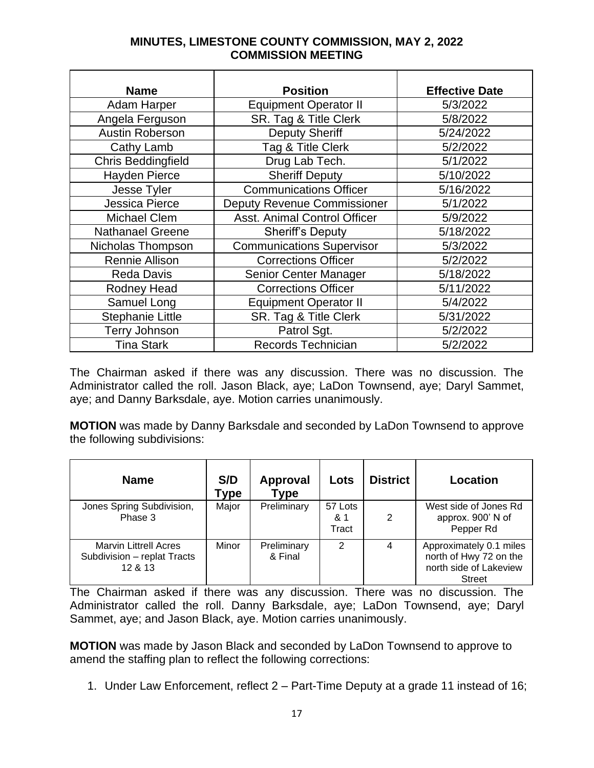**MINUTES, LIMESTONE COUNTY COMMISSION, MAY 2, 2022 COMMISSION MEETING**

| Name | Position | Effective Date |
|---|---|---|
| Adam Harper | Equipment Operator II | 5/3/2022 |
| Angela Ferguson | SR. Tag & Title Clerk | 5/8/2022 |
| Austin Roberson | Deputy Sheriff | 5/24/2022 |
| Cathy Lamb | Tag & Title Clerk | 5/2/2022 |
| Chris Beddingfield | Drug Lab Tech. | 5/1/2022 |
| Hayden Pierce | Sheriff Deputy | 5/10/2022 |
| Jesse Tyler | Communications Officer | 5/16/2022 |
| Jessica Pierce | Deputy Revenue Commissioner | 5/1/2022 |
| Michael Clem | Asst. Animal Control Officer | 5/9/2022 |
| Nathanael Greene | Sheriff's Deputy | 5/18/2022 |
| Nicholas Thompson | Communications Supervisor | 5/3/2022 |
| Rennie Allison | Corrections Officer | 5/2/2022 |
| Reda Davis | Senior Center Manager | 5/18/2022 |
| Rodney Head | Corrections Officer | 5/11/2022 |
| Samuel Long | Equipment Operator II | 5/4/2022 |
| Stephanie Little | SR. Tag & Title Clerk | 5/31/2022 |
| Terry Johnson | Patrol Sgt. | 5/2/2022 |
| Tina Stark | Records Technician | 5/2/2022 |

The Chairman asked if there was any discussion. There was no discussion. The Administrator called the roll. Jason Black, aye; LaDon Townsend, aye; Daryl Sammet, aye; and Danny Barksdale, aye. Motion carries unanimously.

**MOTION** was made by Danny Barksdale and seconded by LaDon Townsend to approve the following subdivisions:

| Name | S/D Type | Approval Type | Lots | District | Location |
|---|---|---|---|---|---|
| Jones Spring Subdivision, Phase 3 | Major | Preliminary | 57 Lots & 1 Tract | 2 | West side of Jones Rd approx. 900' N of Pepper Rd |
| Marvin Littrell Acres Subdivision – replat Tracts 12 & 13 | Minor | Preliminary & Final | 2 | 4 | Approximately 0.1 miles north of Hwy 72 on the north side of Lakeview Street |

The Chairman asked if there was any discussion. There was no discussion. The Administrator called the roll. Danny Barksdale, aye; LaDon Townsend, aye; Daryl Sammet, aye; and Jason Black, aye. Motion carries unanimously.

**MOTION** was made by Jason Black and seconded by LaDon Townsend to approve to amend the staffing plan to reflect the following corrections:

1. Under Law Enforcement, reflect 2 – Part-Time Deputy at a grade 11 instead of 16;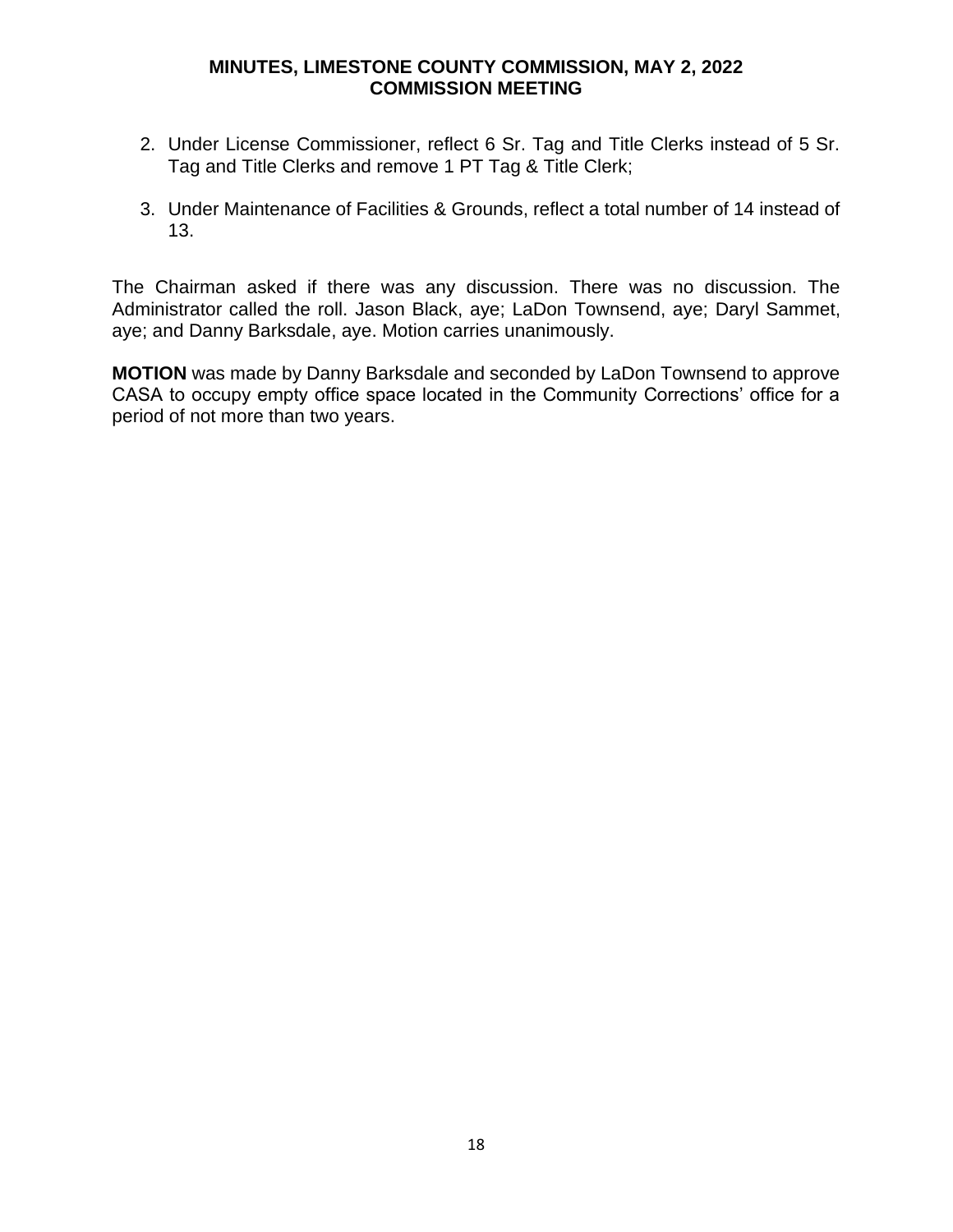2. Under License Commissioner, reflect 6 Sr. Tag and Title Clerks instead of 5 Sr. Tag and Title Clerks and remove 1 PT Tag & Title Clerk;

3. Under Maintenance of Facilities & Grounds, reflect a total number of 14 instead of 13.

The Chairman asked if there was any discussion. There was no discussion. The Administrator called the roll. Jason Black, aye; LaDon Townsend, aye; Daryl Sammet, aye; and Danny Barksdale, aye. Motion carries unanimously.

**MOTION** was made by Danny Barksdale and seconded by LaDon Townsend to approve CASA to occupy empty office space located in the Community Corrections' office for a period of not more than two years.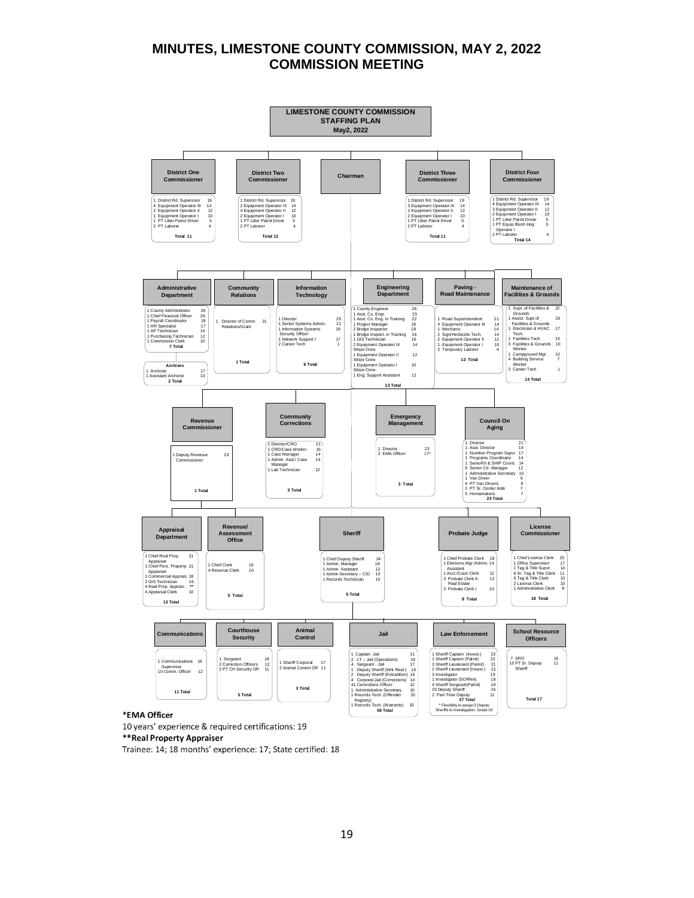# MINUTES, LIMESTONE COUNTY COMMISSION, MAY 2, 2022
# COMMISSION MEETING

## LIMESTONE COUNTY COMMISSION STAFFING PLAN
**May2, 2022**

### District One Commissioner
1 District Rd. Supervisor 19
4 Equipment Operator III 14
2 Equipment Operator II 12
1 Equipment Operator I 10
1 PT Litter Patrol Driver 5
2 PT Laborer 4
**Total 11**

### District Two Commissioner
1 District Rd. Supervisor 19
2 Equipment Operator III 14
4 Equipment Operator II 12
2 Equipment Operator I 10
1 PT Litter Patrol Driver 5
2 PT Laborer 4
**Total 12**

### Chairman

### District Three Commissioner
1 District Rd. Supervisor 19
3 Equipment Operator III 14
2 Equipment Operator II 12
2 Equipment Operator I 10
1 PT Litter Patrol Driver 5
2 PT Laborer 4
**Total 11**

### District Four Commissioner
1 District Rd. Supervisor 19
4 Equipment Operator III 14
3 Equipment Operator II 12
2 Equipment Operator I 10
1 PT Litter Patrol Driver 5
1 PT Equip./Bush Hog Operator I 5
2 PT Laborer 4
**Total 14**

### Administrative Department
1 County Administrator 26
1 Chief Financial Officer 26
1 Payroll Coordinator 19
1 HR Specialist 17
1 AP Technician 14
1 Purchasing Technician 12
1 Commission Clerk 10
**7 Total**

### Archives
1 Archivist 17
1 Assistant Archivist 10
**2 Total**

### Community Relations
1 Director of Comm. Relations/Grant 21
**1 Total**

### Information Technology
1 Director 25
1 Senior Systems Admin. 21
1 Information Systems Security Officer 19
1 Network Support I 17
2 Career Tech 1
**6 Total**

### Engineering Department
1 County Engineer 26
1 Asst. Co. Engr. 23
1 Asst. Co. Eng. in Training 22
1 Project Manager 19
2 Bridge Inspector 18
1 Bridge Inspect. in Training 16
1 GIS Technician 16
2 Equipment Operator III Stripe Crew 14
1 Equipment Operator II Stripe Crew 12
1 Equipment Operator I Stripe Crew 10
1 Eng. Support Assistant 12
**13 Total**

### Paving - Road Maintenance
1 Road Superintendent 21
4 Equipment Operator III 14
1 Mechanic 14
2 Sign/Herbicide Tech. 14
2 Equipment Operator II 12
1 Equipment Operator I 10
2 Temporary Laborer 4
**13 Total**

### Maintenance of Facilities & Grounds
1 Supt. of Facilities & Grounds 22
1 Assist. Supt.of Facilities & Grounds 18
1 Electrician & HVAC Tech. 17
1 Facilities Tech 15
3 Facilities & Grounds Worker 10
1 Campground Mgr. 10
4 Building Service Worker 7
2 Career Tech 1
**14 Total**

### Revenue Commissioner
1 Deputy Revenue Commissioner 23
**1 Total**

### Community Corrections
1 Director/CRO 21
1 CRO/Case Worker 16
1 Case Manager 14
1 Admin. Asst./ Case Manager 14
1 Lab Technician 12
**5 Total**

### Emergency Management
1 Director 23
2 EMA Officer 17*
**3 Total**

### Council On Aging
1 Director 21
1 Asst. Director 19
1 Nutrition Program Supvr. 17
1 Programs Coordinator 14
1 SenioRX & SHIP Coord. 14
6 Senior Ctr. Manager 12
1 Administrative Secretary 10
1 Van Driver 9
4 PT Van Drivers 9
1 PT Sr. Center Aide 7
5 Homemakers 7
**23 Total**

### Appraisal Department
1 Chief Real Prop. Appraiser 21
1 Chief Pers. Property Appraiser 21
1 Commercial Apprais. 18
2 GIS Technician 16
4 Real Prop. Apprais. **
4 Appraisal Clerk 10
**13 Total**

### Revenue/ Assessment Office
1 Chief Clerk 16
4 Revenue Clerk 10
**5 Total**

### Sheriff
1 Chief Deputy Sheriff 24
1 Admin. Manager 18
1 Admin. Assistant 12
1 Admin Secretary – CID 10
1 Records Technician 10
**5 Total**

### Probate Judge
1 Chief Probate Clerk 18
1 Elections Mgr./Admin. Assistant 14
1 Acct./Court Clerk 12
3 Probate Clerk II-Real Estate 12
2 Probate Clerk I 10
**8 Total**

### License Commissioner
1 Chief License Clerk 20
1 Office Supervisor 17
1 Tag & Title Supvr. 14
6 Sr. Tag & Title Clerk 11
6 Tag & Title Clerk 10
2 License Clerk 10
1 Administrative Clerk 9
**18 Total**

### Communications
1 Communications Supervisor 16
10 Comm. Officer 12
**11 Total**

### Courthouse Security
1 Sergeant 19
2 Correction Officers 12
2 PT CH Security Off. 11
**5 Total**

### Animal Control
1 Sheriff Corporal 17
2 Animal Control Off. 11
**3 Total**

### Jail
1 Captain -Jail 21
2 LT – Jail (Operations) 19
4 Sergeant - Jail 17
1 Deputy Sheriff (Wrk Rea.l) 16
2 Deputy Sheriff (Extradition) 16
4 Corporal-Jail (Corrections) 14
41 Corrections Officer 12
1 Administrative Secretary 10
1 Records Tech. (Offender Registry) 10
1 Records Tech. (Warrants) 10
**58 Total**

### Law Enforcement
1 Sheriff Captain (Invest.) 22
1 Sheriff Captain (Patrol) 22
3 Sheriff Lieutenant (Patrol) 21
2 Sheriff Lieutenant (Invest.) 21
3 Investigator 19
1 Investigator (SORNA) 19
4 Sheriff Sergeant(Patrol) 19
20 Deputy Sheriff 16
2 Part-Time Deputy 11
**37 Total**

\* Flexibility to assign 3 Deputy Sheriffs to Investigation, Grade 19

### School Resource Officers
7 SRO 16
10 PT Sr. Deputy Sheriff 11
**Total 17**

---

**\*EMA Officer**

10 years' experience & required certifications: 19

**\*\*Real Property Appraiser**

Trainee: 14; 18 months' experience: 17; State certified: 18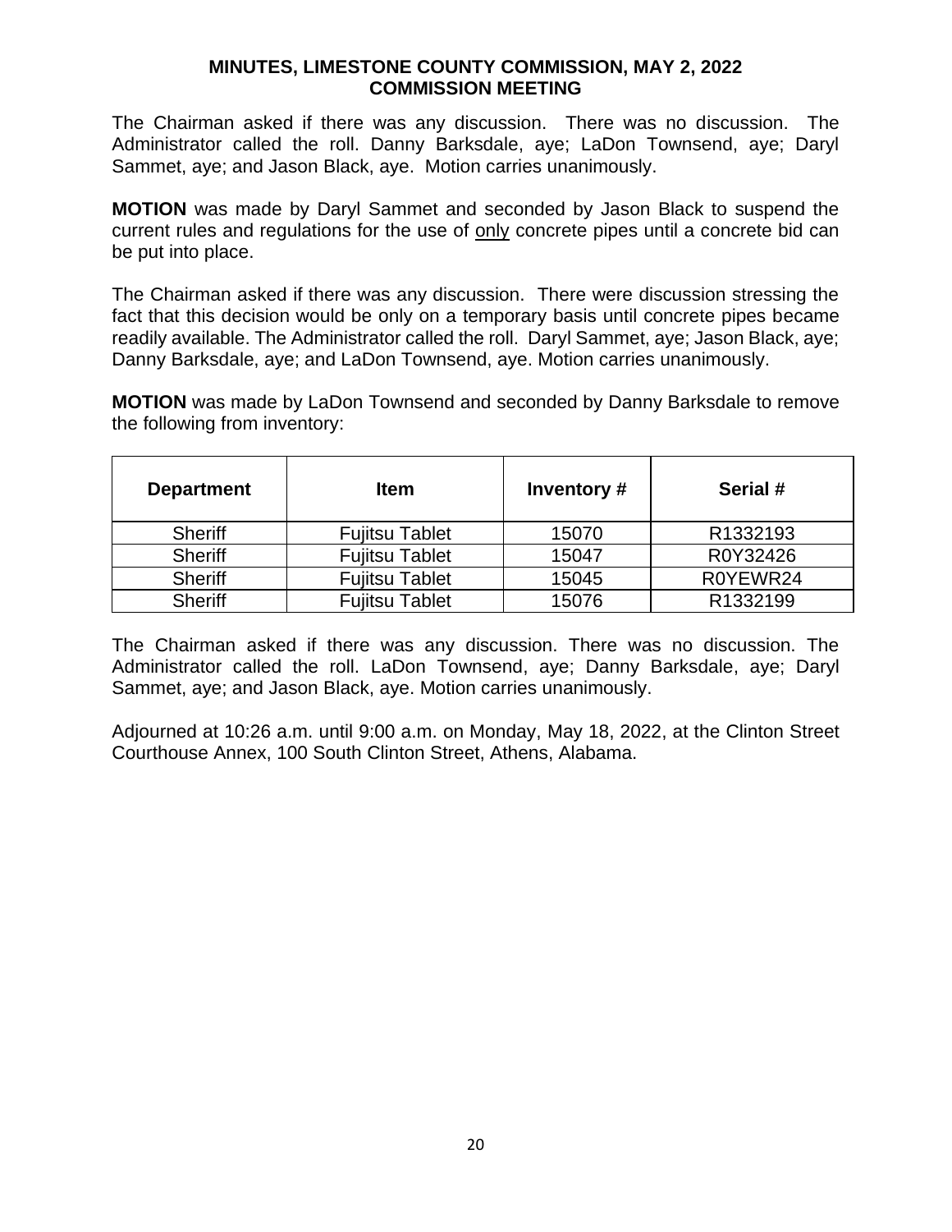**MINUTES, LIMESTONE COUNTY COMMISSION, MAY 2, 2022**
**COMMISSION MEETING**

The Chairman asked if there was any discussion. There was no discussion. The Administrator called the roll. Danny Barksdale, aye; LaDon Townsend, aye; Daryl Sammet, aye; and Jason Black, aye. Motion carries unanimously.

**MOTION** was made by Daryl Sammet and seconded by Jason Black to suspend the current rules and regulations for the use of <u>only</u> concrete pipes until a concrete bid can be put into place.

The Chairman asked if there was any discussion. There were discussion stressing the fact that this decision would be only on a temporary basis until concrete pipes became readily available. The Administrator called the roll. Daryl Sammet, aye; Jason Black, aye; Danny Barksdale, aye; and LaDon Townsend, aye. Motion carries unanimously.

**MOTION** was made by LaDon Townsend and seconded by Danny Barksdale to remove the following from inventory:

| Department | Item | Inventory # | Serial # |
|---|---|---|---|
| Sheriff | Fujitsu Tablet | 15070 | R1332193 |
| Sheriff | Fujitsu Tablet | 15047 | R0Y32426 |
| Sheriff | Fujitsu Tablet | 15045 | R0YEWR24 |
| Sheriff | Fujitsu Tablet | 15076 | R1332199 |

The Chairman asked if there was any discussion. There was no discussion. The Administrator called the roll. LaDon Townsend, aye; Danny Barksdale, aye; Daryl Sammet, aye; and Jason Black, aye. Motion carries unanimously.

Adjourned at 10:26 a.m. until 9:00 a.m. on Monday, May 18, 2022, at the Clinton Street Courthouse Annex, 100 South Clinton Street, Athens, Alabama.